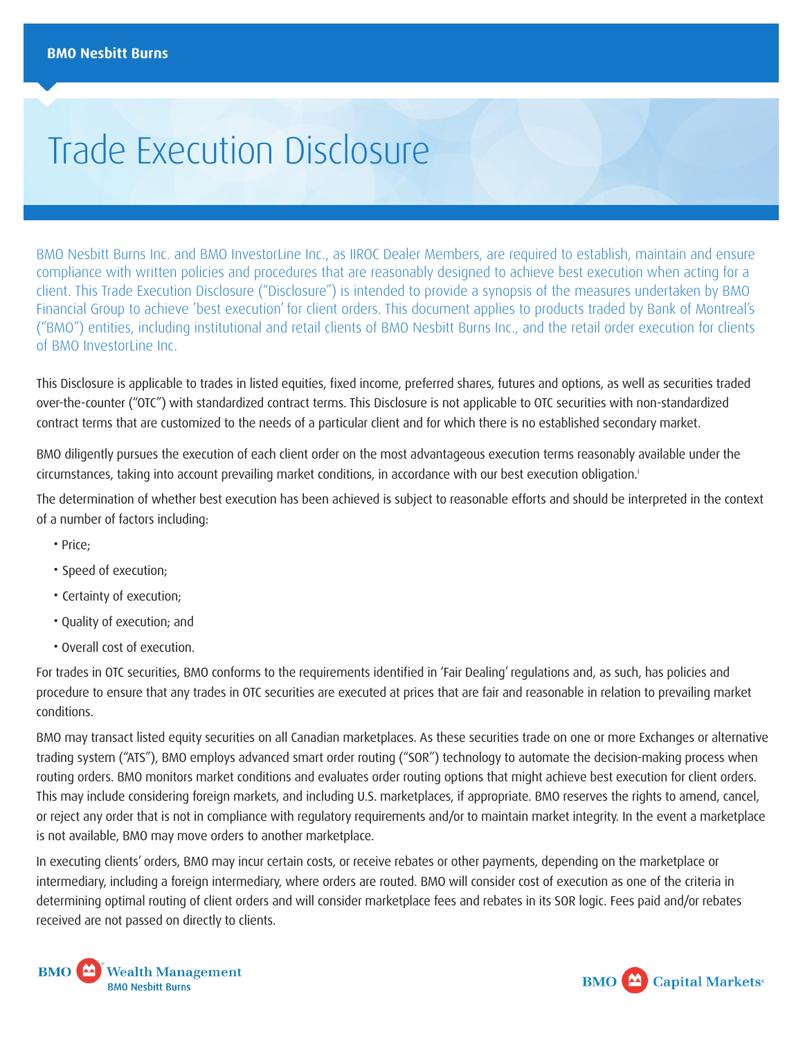# Trade Execution Disclosure

BMO Nesbitt Burns Inc. and BMO InvestorLine Inc., as IIROC Dealer Members, are required to establish, maintain and ensure compliance with written policies and procedures that are reasonably designed to achieve best execution when acting for a client. This Trade Execution Disclosure ("Disclosure") is intended to provide a synopsis of the measures undertaken by BMO Financial Group to achieve 'best execution' for client orders. This document applies to products traded by Bank of Montreal's ("BMO") entities, including institutional and retail clients of BMO Nesbitt Burns Inc., and the retail order execution for clients of BMO InvestorLine Inc.

This Disclosure is applicable to trades in listed equities, fixed income, preferred shares, futures and options, as well as securities traded over-the-counter ("OTC") with standardized contract terms. This Disclosure is not applicable to OTC securities with non-standardized contract terms that are customized to the needs of a particular client and for which there is no established secondary market.

BMO diligently pursues the execution of each client order on the most advantageous execution terms reasonably available under the circumstances, taking into account prevailing market conditions, in accordance with our best execution obligation.[i]

The determination of whether best execution has been achieved is subject to reasonable efforts and should be interpreted in the context of a number of factors including:

- Price;
- Speed of execution;
- Certainty of execution;
- Quality of execution; and
- Overall cost of execution.

For trades in OTC securities, BMO conforms to the requirements identified in 'Fair Dealing' regulations and, as such, has policies and procedure to ensure that any trades in OTC securities are executed at prices that are fair and reasonable in relation to prevailing market conditions.

BMO may transact listed equity securities on all Canadian marketplaces. As these securities trade on one or more Exchanges or alternative trading system ("ATS"), BMO employs advanced smart order routing ("SOR") technology to automate the decision-making process when routing orders. BMO monitors market conditions and evaluates order routing options that might achieve best execution for client orders. This may include considering foreign markets, and including U.S. marketplaces, if appropriate. BMO reserves the rights to amend, cancel, or reject any order that is not in compliance with regulatory requirements and/or to maintain market integrity. In the event a marketplace is not available, BMO may move orders to another marketplace.

In executing clients' orders, BMO may incur certain costs, or receive rebates or other payments, depending on the marketplace or intermediary, including a foreign intermediary, where orders are routed. BMO will consider cost of execution as one of the criteria in determining optimal routing of client orders and will consider marketplace fees and rebates in its SOR logic. Fees paid and/or rebates received are not passed on directly to clients.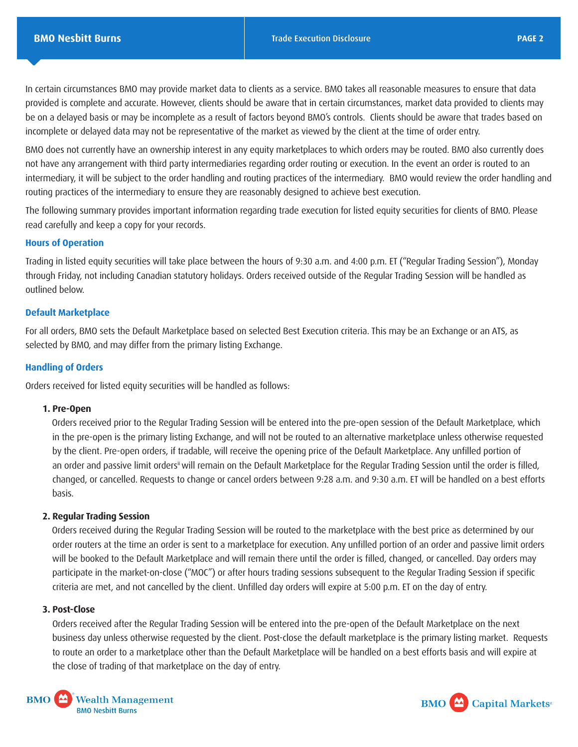In certain circumstances BMO may provide market data to clients as a service. BMO takes all reasonable measures to ensure that data provided is complete and accurate. However, clients should be aware that in certain circumstances, market data provided to clients may be on a delayed basis or may be incomplete as a result of factors beyond BMO's controls. Clients should be aware that trades based on incomplete or delayed data may not be representative of the market as viewed by the client at the time of order entry.

BMO does not currently have an ownership interest in any equity marketplaces to which orders may be routed. BMO also currently does not have any arrangement with third party intermediaries regarding order routing or execution. In the event an order is routed to an intermediary, it will be subject to the order handling and routing practices of the intermediary. BMO would review the order handling and routing practices of the intermediary to ensure they are reasonably designed to achieve best execution.

The following summary provides important information regarding trade execution for listed equity securities for clients of BMO. Please read carefully and keep a copy for your records.

### Hours of Operation

Trading in listed equity securities will take place between the hours of 9:30 a.m. and 4:00 p.m. ET ("Regular Trading Session"), Monday through Friday, not including Canadian statutory holidays. Orders received outside of the Regular Trading Session will be handled as outlined below.

### Default Marketplace

For all orders, BMO sets the Default Marketplace based on selected Best Execution criteria. This may be an Exchange or an ATS, as selected by BMO, and may differ from the primary listing Exchange.

### Handling of Orders

Orders received for listed equity securities will be handled as follows:

1. **Pre-Open**
   Orders received prior to the Regular Trading Session will be entered into the pre-open session of the Default Marketplace, which in the pre-open is the primary listing Exchange, and will not be routed to an alternative marketplace unless otherwise requested by the client. Pre-open orders, if tradable, will receive the opening price of the Default Marketplace. Any unfilled portion of an order and passive limit orders[ii] will remain on the Default Marketplace for the Regular Trading Session until the order is filled, changed, or cancelled. Requests to change or cancel orders between 9:28 a.m. and 9:30 a.m. ET will be handled on a best efforts basis.

2. **Regular Trading Session**
   Orders received during the Regular Trading Session will be routed to the marketplace with the best price as determined by our order routers at the time an order is sent to a marketplace for execution. Any unfilled portion of an order and passive limit orders will be booked to the Default Marketplace and will remain there until the order is filled, changed, or cancelled. Day orders may participate in the market-on-close ("MOC") or after hours trading sessions subsequent to the Regular Trading Session if specific criteria are met, and not cancelled by the client. Unfilled day orders will expire at 5:00 p.m. ET on the day of entry.

3. **Post-Close**
   Orders received after the Regular Trading Session will be entered into the pre-open of the Default Marketplace on the next business day unless otherwise requested by the client. Post-close the default marketplace is the primary listing market. Requests to route an order to a marketplace other than the Default Marketplace will be handled on a best efforts basis and will expire at the close of trading of that marketplace on the day of entry.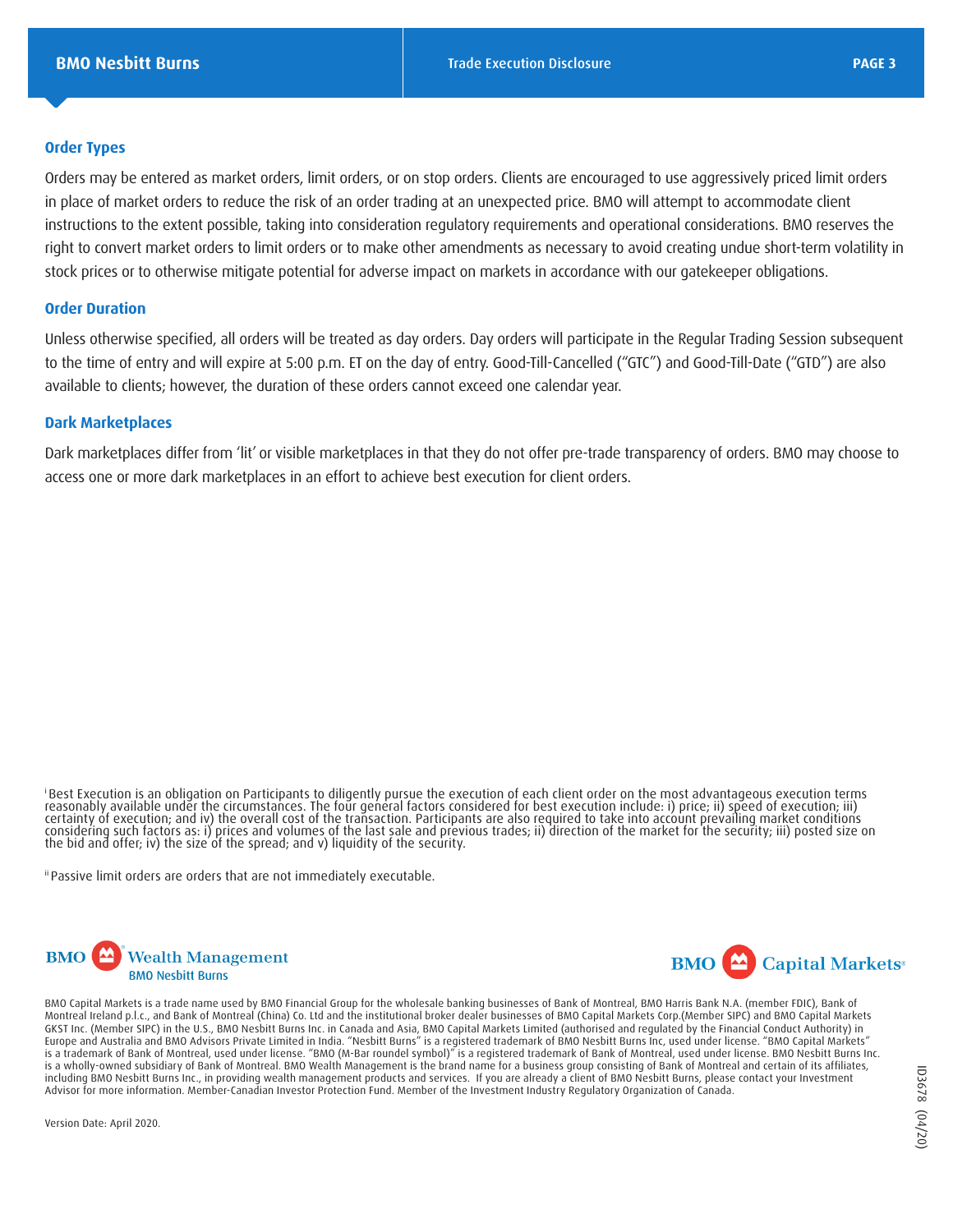## Order Types

Orders may be entered as market orders, limit orders, or on stop orders. Clients are encouraged to use aggressively priced limit orders in place of market orders to reduce the risk of an order trading at an unexpected price. BMO will attempt to accommodate client instructions to the extent possible, taking into consideration regulatory requirements and operational considerations. BMO reserves the right to convert market orders to limit orders or to make other amendments as necessary to avoid creating undue short-term volatility in stock prices or to otherwise mitigate potential for adverse impact on markets in accordance with our gatekeeper obligations.

## Order Duration

Unless otherwise specified, all orders will be treated as day orders. Day orders will participate in the Regular Trading Session subsequent to the time of entry and will expire at 5:00 p.m. ET on the day of entry. Good-Till-Cancelled ("GTC") and Good-Till-Date ("GTD") are also available to clients; however, the duration of these orders cannot exceed one calendar year.

## Dark Marketplaces

Dark marketplaces differ from 'lit' or visible marketplaces in that they do not offer pre-trade transparency of orders. BMO may choose to access one or more dark marketplaces in an effort to achieve best execution for client orders.

[i] Best Execution is an obligation on Participants to diligently pursue the execution of each client order on the most advantageous execution terms reasonably available under the circumstances. The four general factors considered for best execution include: i) price; ii) speed of execution; iii) certainty of execution; and iv) the overall cost of the transaction. Participants are also required to take into account prevailing market conditions considering such factors as: i) prices and volumes of the last sale and previous trades; ii) direction of the market for the security; iii) posted size on the bid and offer; iv) the size of the spread; and v) liquidity of the security.

[ii] Passive limit orders are orders that are not immediately executable.

BMO Wealth Management
BMO Nesbitt Burns

BMO Capital Markets

BMO Capital Markets is a trade name used by BMO Financial Group for the wholesale banking businesses of Bank of Montreal, BMO Harris Bank N.A. (member FDIC), Bank of Montreal Ireland p.l.c., and Bank of Montreal (China) Co. Ltd and the institutional broker dealer businesses of BMO Capital Markets Corp.(Member SIPC) and BMO Capital Markets GKST Inc. (Member SIPC) in the U.S., BMO Nesbitt Burns Inc. in Canada and Asia, BMO Capital Markets Limited (authorised and regulated by the Financial Conduct Authority) in Europe and Australia and BMO Advisors Private Limited in India. "Nesbitt Burns" is a registered trademark of BMO Nesbitt Burns Inc, used under license. "BMO Capital Markets" is a trademark of Bank of Montreal, used under license. "BMO (M-Bar roundel symbol)" is a registered trademark of Bank of Montreal, used under license. BMO Nesbitt Burns Inc. is a wholly-owned subsidiary of Bank of Montreal. BMO Wealth Management is the brand name for a business group consisting of Bank of Montreal and certain of its affiliates, including BMO Nesbitt Burns Inc., in providing wealth management products and services. If you are already a client of BMO Nesbitt Burns, please contact your Investment Advisor for more information. Member-Canadian Investor Protection Fund. Member of the Investment Industry Regulatory Organization of Canada.

Version Date: April 2020.

ID3678 (04/20)